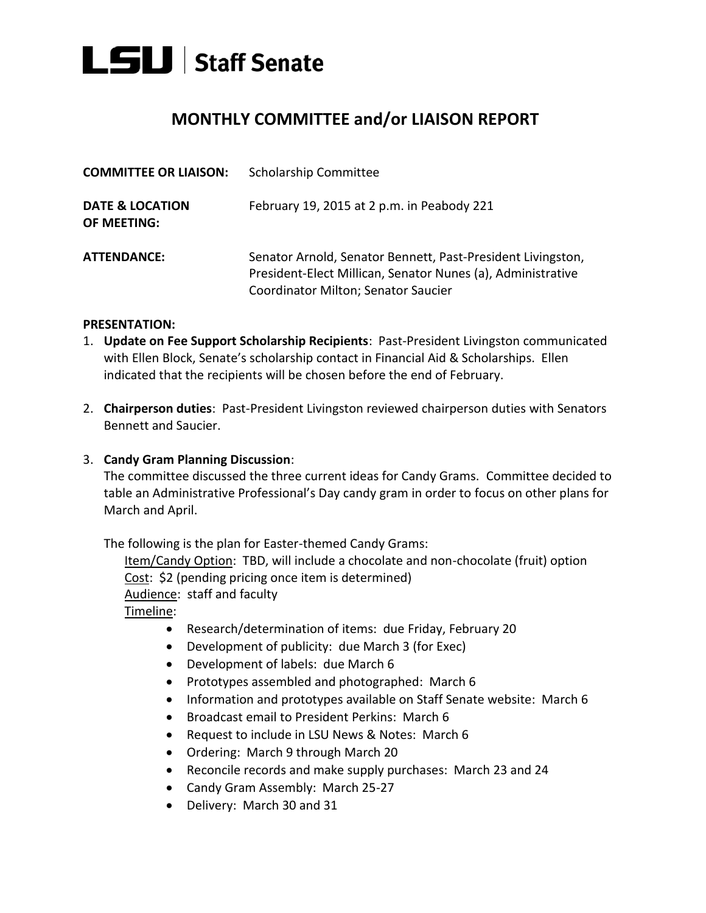# LSU | Staff Senate

## MONTHLY COMMITTEE and/or LIAISON REPORT

**COMMITTEE OR LIAISON:** Scholarship Committee

**DATE & LOCATION OF MEETING:** February 19, 2015 at 2 p.m. in Peabody 221

**ATTENDANCE:** Senator Arnold, Senator Bennett, Past-President Livingston, President-Elect Millican, Senator Nunes (a), Administrative Coordinator Milton; Senator Saucier

**PRESENTATION:**

1. **Update on Fee Support Scholarship Recipients**: Past-President Livingston communicated with Ellen Block, Senate's scholarship contact in Financial Aid & Scholarships. Ellen indicated that the recipients will be chosen before the end of February.

2. **Chairperson duties**: Past-President Livingston reviewed chairperson duties with Senators Bennett and Saucier.

3. **Candy Gram Planning Discussion**:
   The committee discussed the three current ideas for Candy Grams. Committee decided to table an Administrative Professional's Day candy gram in order to focus on other plans for March and April.

   The following is the plan for Easter-themed Candy Grams:

   Item/Candy Option: TBD, will include a chocolate and non-chocolate (fruit) option
   Cost: $2 (pending pricing once item is determined)
   Audience: staff and faculty
   Timeline:

   - Research/determination of items: due Friday, February 20
   - Development of publicity: due March 3 (for Exec)
   - Development of labels: due March 6
   - Prototypes assembled and photographed: March 6
   - Information and prototypes available on Staff Senate website: March 6
   - Broadcast email to President Perkins: March 6
   - Request to include in LSU News & Notes: March 6
   - Ordering: March 9 through March 20
   - Reconcile records and make supply purchases: March 23 and 24
   - Candy Gram Assembly: March 25-27
   - Delivery: March 30 and 31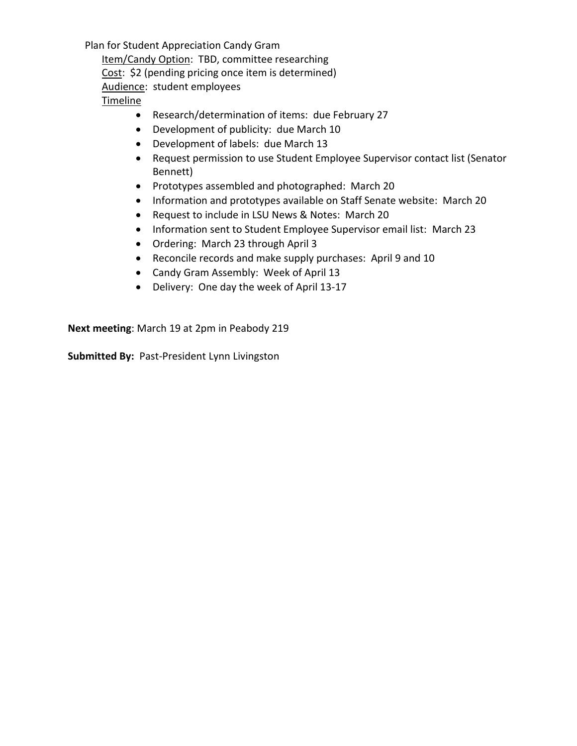Plan for Student Appreciation Candy Gram

<u>Item/Candy Option</u>: TBD, committee researching

<u>Cost</u>: $2 (pending pricing once item is determined)

<u>Audience</u>: student employees

<u>Timeline</u>

- Research/determination of items: due February 27
- Development of publicity: due March 10
- Development of labels: due March 13
- Request permission to use Student Employee Supervisor contact list (Senator Bennett)
- Prototypes assembled and photographed: March 20
- Information and prototypes available on Staff Senate website: March 20
- Request to include in LSU News & Notes: March 20
- Information sent to Student Employee Supervisor email list: March 23
- Ordering: March 23 through April 3
- Reconcile records and make supply purchases: April 9 and 10
- Candy Gram Assembly: Week of April 13
- Delivery: One day the week of April 13-17

**Next meeting**: March 19 at 2pm in Peabody 219

**Submitted By:** Past-President Lynn Livingston